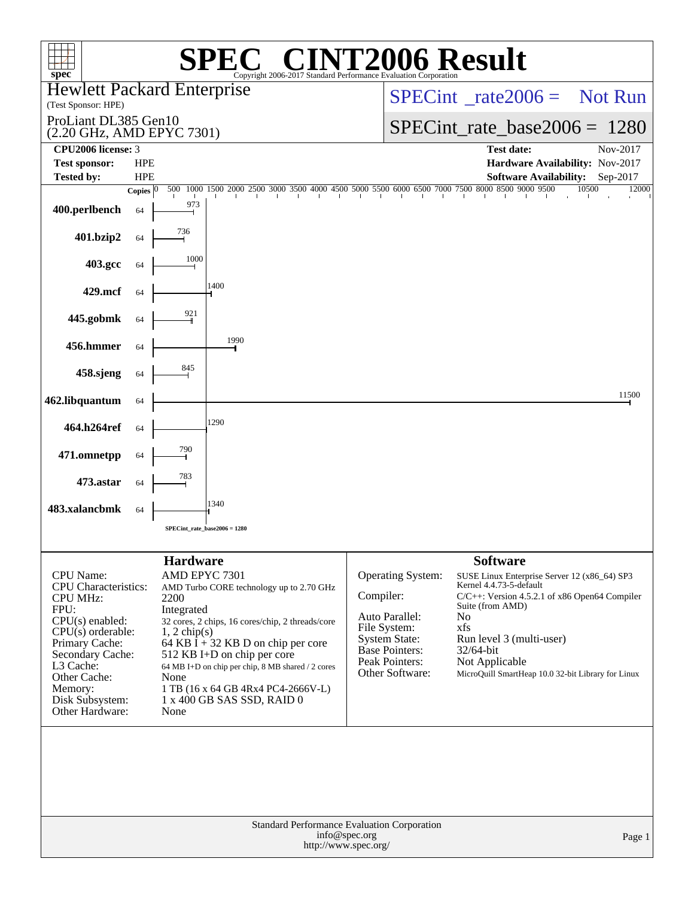# SPEC® CINT2006 Result

Copyright 2006-2017 Standard Performance Evaluation Corporation

**Hewlett Packard Enterprise**
(Test Sponsor: HPE)

ProLiant DL385 Gen10
(2.20 GHz, AMD EPYC 7301)

SPECint_rate2006 = Not Run

SPECint_rate_base2006 = 1280

| | | | |
|---|---|---|---|
| **CPU2006 license:** | 3 | **Test date:** | Nov-2017 |
| **Test sponsor:** | HPE | **Hardware Availability:** | Nov-2017 |
| **Tested by:** | HPE | **Software Availability:** | Sep-2017 |

| Benchmark | Copies | Base Ratio |
|---|---|---|
| 400.perlbench | 64 | 973 |
| 401.bzip2 | 64 | 736 |
| 403.gcc | 64 | 1000 |
| 429.mcf | 64 | 1400 |
| 445.gobmk | 64 | 921 |
| 456.hmmer | 64 | 1990 |
| 458.sjeng | 64 | 845 |
| 462.libquantum | 64 | 11500 |
| 464.h264ref | 64 | 1290 |
| 471.omnetpp | 64 | 790 |
| 473.astar | 64 | 783 |
| 483.xalancbmk | 64 | 1340 |

SPECint_rate_base2006 = 1280

## Hardware

| | |
|---|---|
| CPU Name: | AMD EPYC 7301 |
| CPU Characteristics: | AMD Turbo CORE technology up to 2.70 GHz |
| CPU MHz: | 2200 |
| FPU: | Integrated |
| CPU(s) enabled: | 32 cores, 2 chips, 16 cores/chip, 2 threads/core |
| CPU(s) orderable: | 1, 2 chip(s) |
| Primary Cache: | 64 KB I + 32 KB D on chip per core |
| Secondary Cache: | 512 KB I+D on chip per core |
| L3 Cache: | 64 MB I+D on chip per chip, 8 MB shared / 2 cores |
| Other Cache: | None |
| Memory: | 1 TB (16 x 64 GB 4Rx4 PC4-2666V-L) |
| Disk Subsystem: | 1 x 400 GB SAS SSD, RAID 0 |
| Other Hardware: | None |

## Software

| | |
|---|---|
| Operating System: | SUSE Linux Enterprise Server 12 (x86_64) SP3 Kernel 4.4.73-5-default |
| Compiler: | C/C++: Version 4.5.2.1 of x86 Open64 Compiler Suite (from AMD) |
| Auto Parallel: | No |
| File System: | xfs |
| System State: | Run level 3 (multi-user) |
| Base Pointers: | 32/64-bit |
| Peak Pointers: | Not Applicable |
| Other Software: | MicroQuill SmartHeap 10.0 32-bit Library for Linux |

Standard Performance Evaluation Corporation
info@spec.org
http://www.spec.org/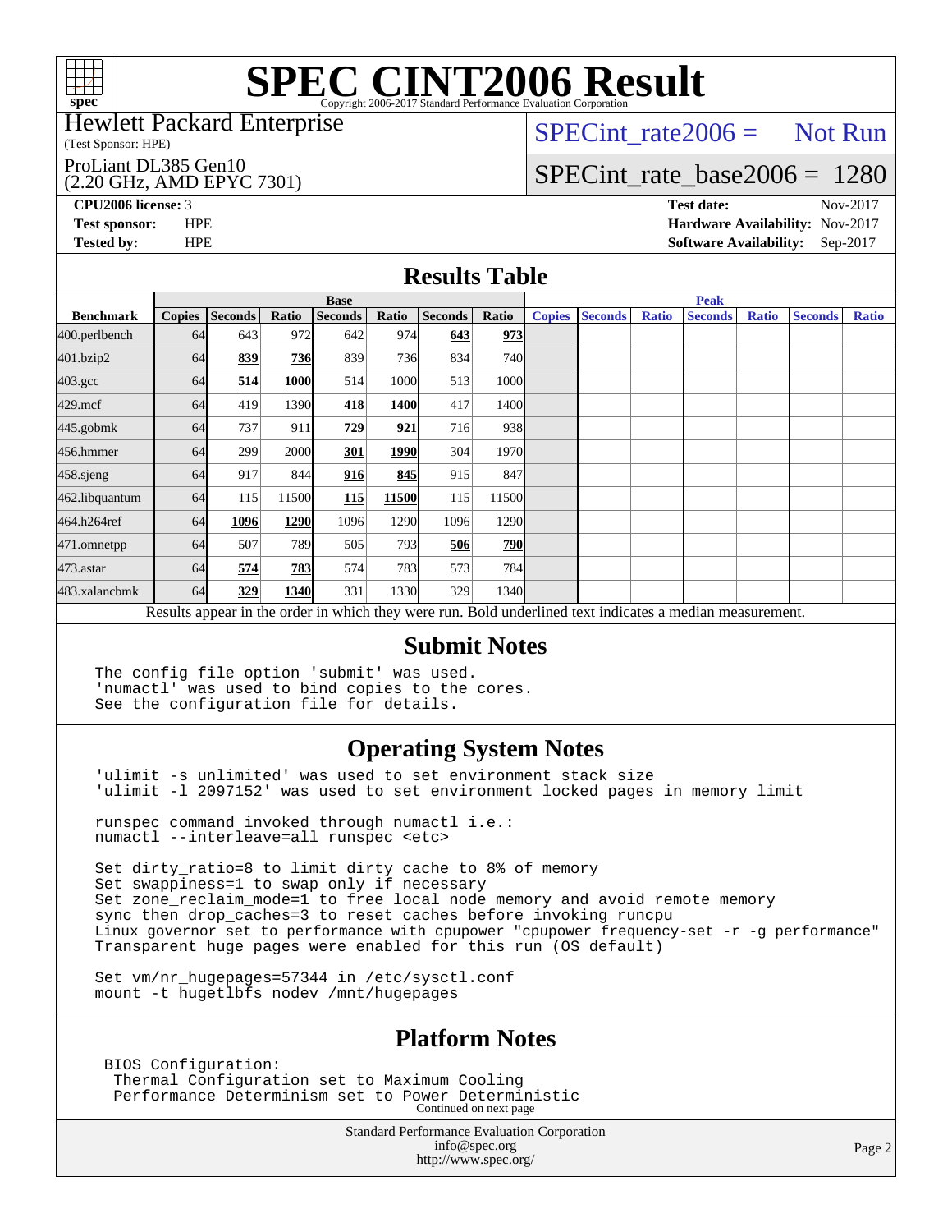# SPEC CINT2006 Result

Copyright 2006-2017 Standard Performance Evaluation Corporation

Hewlett Packard Enterprise
(Test Sponsor: HPE)

ProLiant DL385 Gen10
(2.20 GHz, AMD EPYC 7301)

SPECint_rate2006 = Not Run

SPECint_rate_base2006 = 1280

**CPU2006 license:** 3
**Test sponsor:** HPE
**Tested by:** HPE

**Test date:** Nov-2017
**Hardware Availability:** Nov-2017
**Software Availability:** Sep-2017

## Results Table

| | Base | | | | | | | Peak | | | | | | |
|---|---|---|---|---|---|---|---|---|---|---|---|---|---|---|
| **Benchmark** | **Copies** | **Seconds** | **Ratio** | **Seconds** | **Ratio** | **Seconds** | **Ratio** | **Copies** | **Seconds** | **Ratio** | **Seconds** | **Ratio** | **Seconds** | **Ratio** |
| 400.perlbench | 64 | 643 | 972 | 642 | 974 | **643** | **973** | | | | | | | |
| 401.bzip2 | 64 | **839** | **736** | 839 | 736 | 834 | 740 | | | | | | | |
| 403.gcc | 64 | **514** | **1000** | 514 | 1000 | 513 | 1000 | | | | | | | |
| 429.mcf | 64 | 419 | 1390 | **418** | **1400** | 417 | 1400 | | | | | | | |
| 445.gobmk | 64 | 737 | 911 | **729** | **921** | 716 | 938 | | | | | | | |
| 456.hmmer | 64 | 299 | 2000 | **301** | **1990** | 304 | 1970 | | | | | | | |
| 458.sjeng | 64 | 917 | 844 | **916** | **845** | 915 | 847 | | | | | | | |
| 462.libquantum | 64 | 115 | 11500 | **115** | **11500** | 115 | 11500 | | | | | | | |
| 464.h264ref | 64 | **1096** | **1290** | 1096 | 1290 | 1096 | 1290 | | | | | | | |
| 471.omnetpp | 64 | 507 | 789 | 505 | 793 | **506** | **790** | | | | | | | |
| 473.astar | 64 | **574** | **783** | 574 | 783 | 573 | 784 | | | | | | | |
| 483.xalancbmk | 64 | **329** | **1340** | 331 | 1330 | 329 | 1340 | | | | | | | |

Results appear in the order in which they were run. Bold underlined text indicates a median measurement.

## Submit Notes

```
The config file option 'submit' was used.
'numactl' was used to bind copies to the cores.
See the configuration file for details.
```

## Operating System Notes

```
'ulimit -s unlimited' was used to set environment stack size
'ulimit -l 2097152' was used to set environment locked pages in memory limit

runspec command invoked through numactl i.e.:
numactl --interleave=all runspec <etc>

Set dirty_ratio=8 to limit dirty cache to 8% of memory
Set swappiness=1 to swap only if necessary
Set zone_reclaim_mode=1 to free local node memory and avoid remote memory
sync then drop_caches=3 to reset caches before invoking runcpu
Linux governor set to performance with cpupower "cpupower frequency-set -r -g performance"
Transparent huge pages were enabled for this run (OS default)

Set vm/nr_hugepages=57344 in /etc/sysctl.conf
mount -t hugetlbfs nodev /mnt/hugepages
```

## Platform Notes

```
BIOS Configuration:
 Thermal Configuration set to Maximum Cooling
 Performance Determinism set to Power Deterministic
```

Continued on next page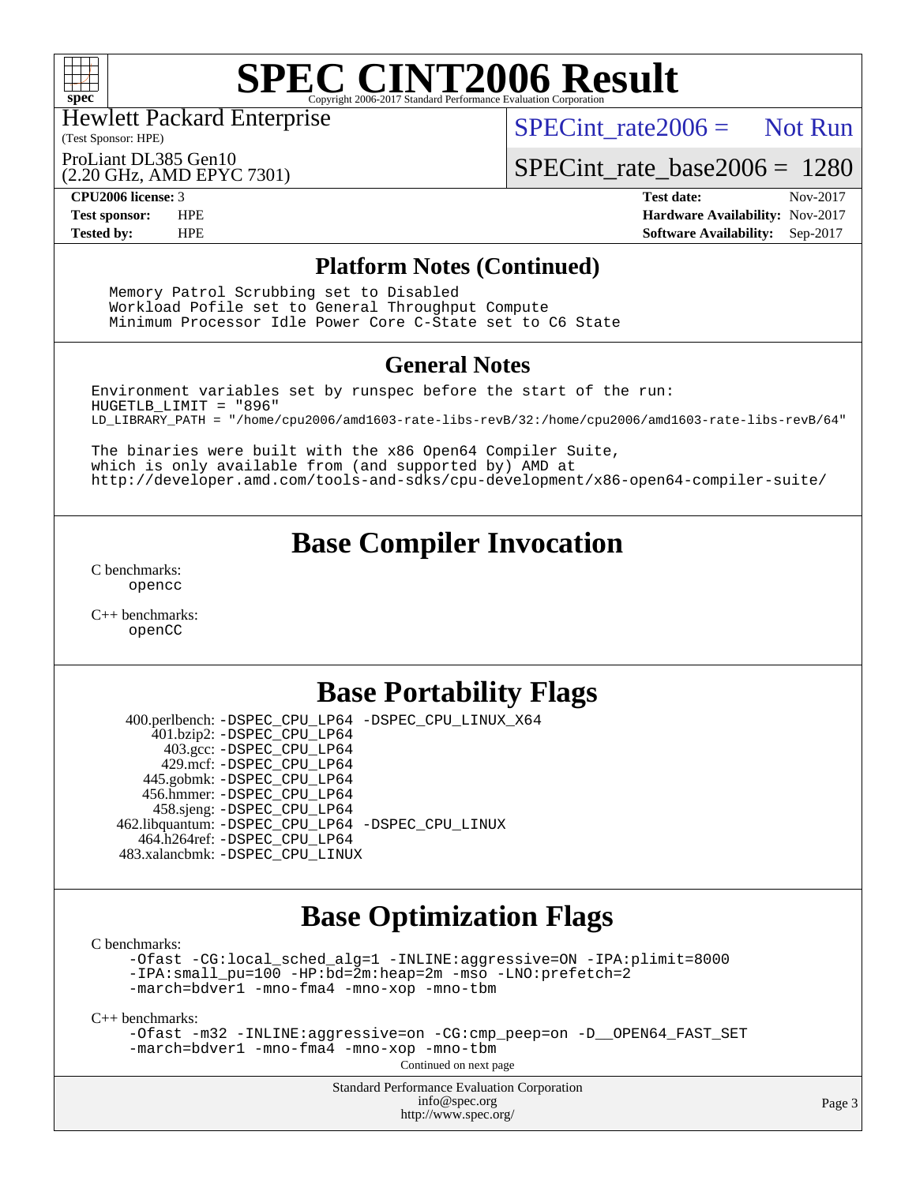# SPEC CINT2006 Result

Hewlett Packard Enterprise
(Test Sponsor: HPE)

ProLiant DL385 Gen10
(2.20 GHz, AMD EPYC 7301)

SPECint_rate2006 = Not Run

SPECint_rate_base2006 = 1280

| | | | |
|---|---|---|---|
| **CPU2006 license:** 3 | | **Test date:** | Nov-2017 |
| **Test sponsor:** | HPE | **Hardware Availability:** | Nov-2017 |
| **Tested by:** | HPE | **Software Availability:** | Sep-2017 |

## Platform Notes (Continued)

```
Memory Patrol Scrubbing set to Disabled
Workload Pofile set to General Throughput Compute
Minimum Processor Idle Power Core C-State set to C6 State
```

## General Notes

```
Environment variables set by runspec before the start of the run:
HUGETLB_LIMIT = "896"
LD_LIBRARY_PATH = "/home/cpu2006/amd1603-rate-libs-revB/32:/home/cpu2006/amd1603-rate-libs-revB/64"

The binaries were built with the x86 Open64 Compiler Suite,
which is only available from (and supported by) AMD at
http://developer.amd.com/tools-and-sdks/cpu-development/x86-open64-compiler-suite/
```

## Base Compiler Invocation

C benchmarks:
 opencc

C++ benchmarks:
 openCC

## Base Portability Flags

400.perlbench: -DSPEC_CPU_LP64 -DSPEC_CPU_LINUX_X64
401.bzip2: -DSPEC_CPU_LP64
403.gcc: -DSPEC_CPU_LP64
429.mcf: -DSPEC_CPU_LP64
445.gobmk: -DSPEC_CPU_LP64
456.hmmer: -DSPEC_CPU_LP64
458.sjeng: -DSPEC_CPU_LP64
462.libquantum: -DSPEC_CPU_LP64 -DSPEC_CPU_LINUX
464.h264ref: -DSPEC_CPU_LP64
483.xalancbmk: -DSPEC_CPU_LINUX

## Base Optimization Flags

C benchmarks:
 -Ofast -CG:local_sched_alg=1 -INLINE:aggressive=ON -IPA:plimit=8000
 -IPA:small_pu=100 -HP:bd=2m:heap=2m -mso -LNO:prefetch=2
 -march=bdver1 -mno-fma4 -mno-xop -mno-tbm

C++ benchmarks:
 -Ofast -m32 -INLINE:aggressive=on -CG:cmp_peep=on -D__OPEN64_FAST_SET
 -march=bdver1 -mno-fma4 -mno-xop -mno-tbm

Continued on next page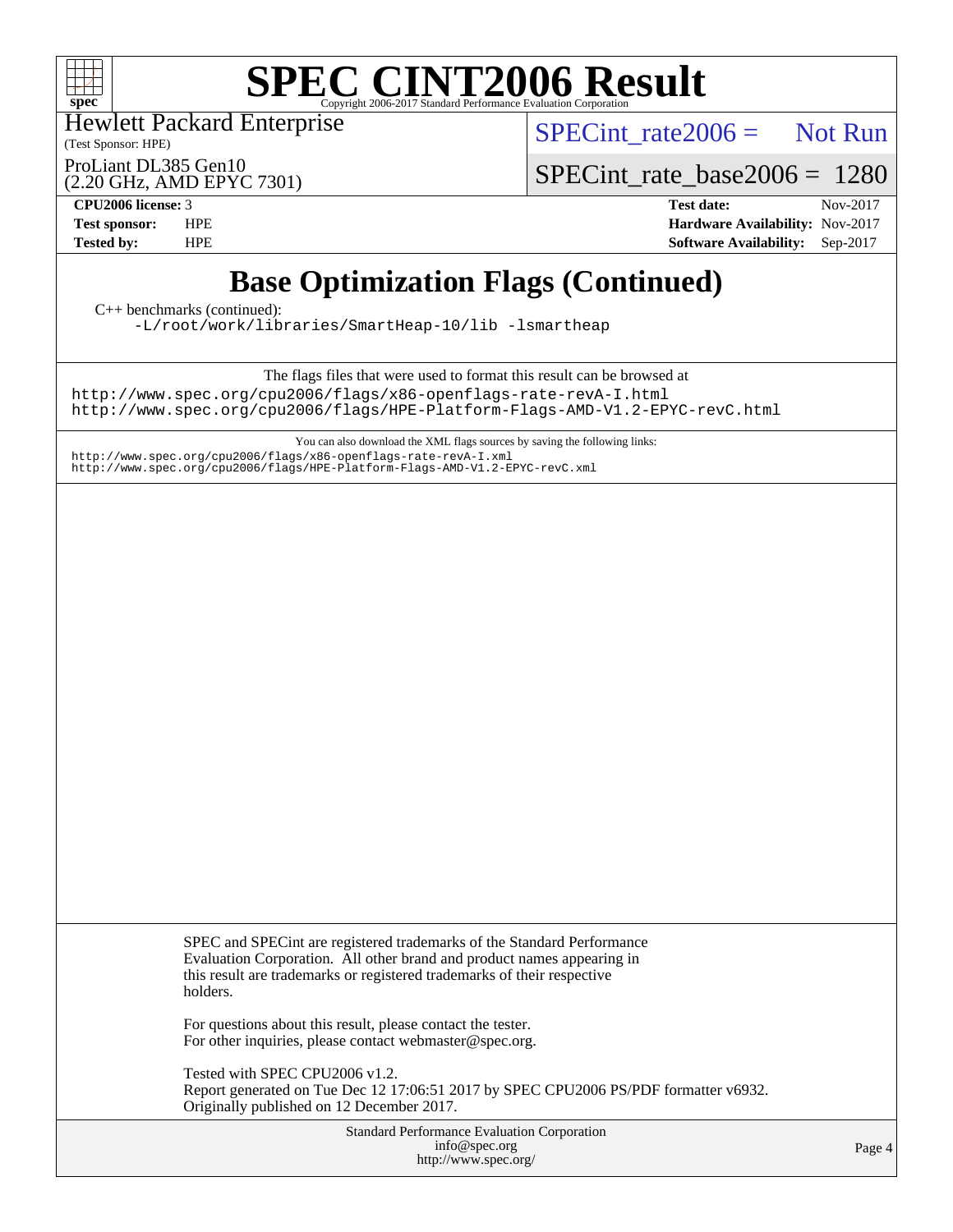# SPEC CINT2006 Result

Copyright 2006-2017 Standard Performance Evaluation Corporation

Hewlett Packard Enterprise
(Test Sponsor: HPE)

ProLiant DL385 Gen10
(2.20 GHz, AMD EPYC 7301)

SPECint_rate2006 = Not Run

SPECint_rate_base2006 = 1280

**CPU2006 license:** 3
**Test sponsor:** HPE
**Tested by:** HPE

**Test date:** Nov-2017
**Hardware Availability:** Nov-2017
**Software Availability:** Sep-2017

## Base Optimization Flags (Continued)

C++ benchmarks (continued):

`-L/root/work/libraries/SmartHeap-10/lib -lsmartheap`

The flags files that were used to format this result can be browsed at
http://www.spec.org/cpu2006/flags/x86-openflags-rate-revA-I.html
http://www.spec.org/cpu2006/flags/HPE-Platform-Flags-AMD-V1.2-EPYC-revC.html

You can also download the XML flags sources by saving the following links:
http://www.spec.org/cpu2006/flags/x86-openflags-rate-revA-I.xml
http://www.spec.org/cpu2006/flags/HPE-Platform-Flags-AMD-V1.2-EPYC-revC.xml

SPEC and SPECint are registered trademarks of the Standard Performance Evaluation Corporation. All other brand and product names appearing in this result are trademarks or registered trademarks of their respective holders.

For questions about this result, please contact the tester.
For other inquiries, please contact webmaster@spec.org.

Tested with SPEC CPU2006 v1.2.
Report generated on Tue Dec 12 17:06:51 2017 by SPEC CPU2006 PS/PDF formatter v6932.
Originally published on 12 December 2017.

Standard Performance Evaluation Corporation
info@spec.org
http://www.spec.org/